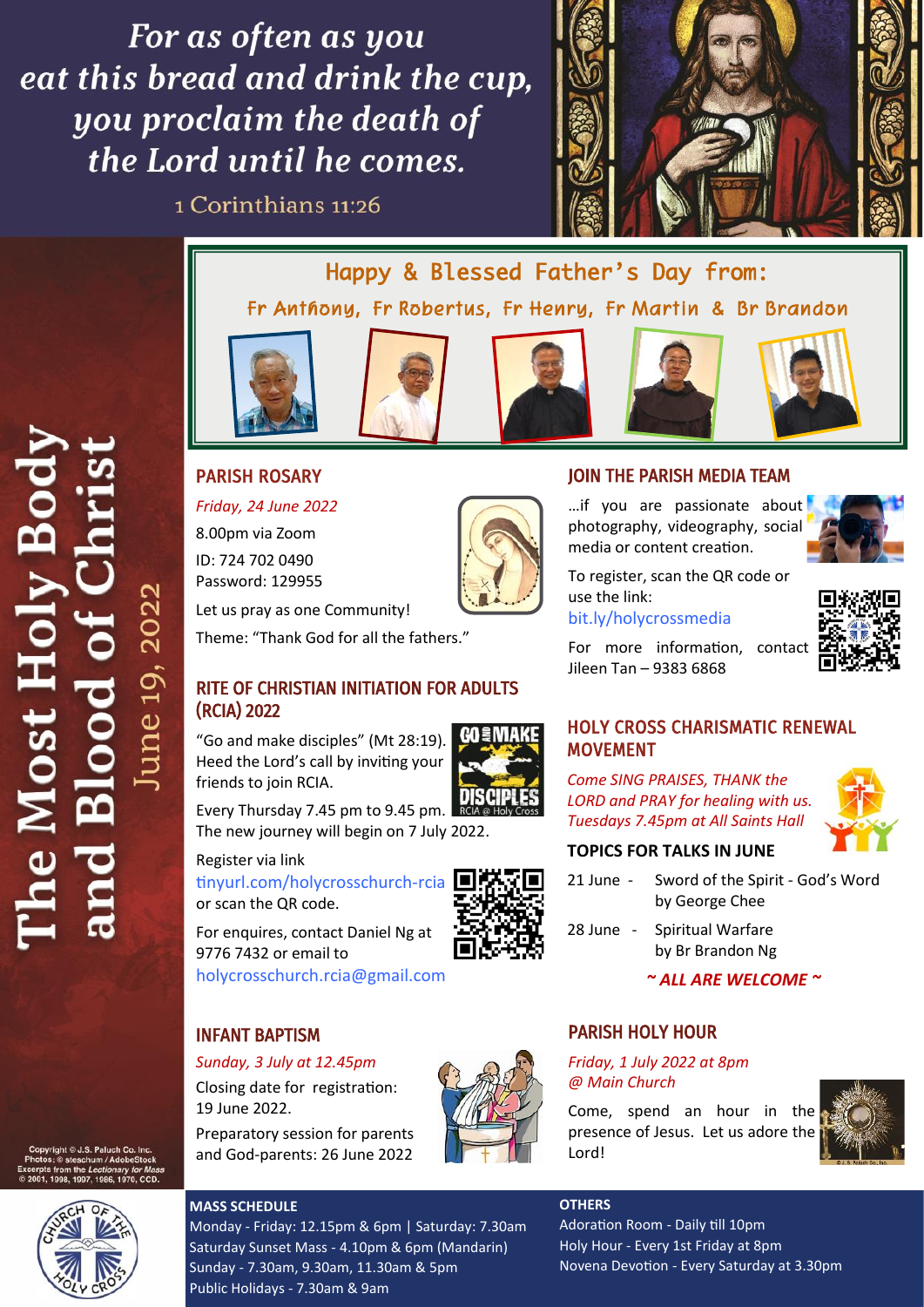*For as often as you eat this bread and drink the cup, you proclaim the death of the Lord until he comes.*

1 Corinthians 11:26

# The Most Holy Body and Blood of Christ

June 19, 2022

## Happy & Blessed Father's Day from:

Fr Anthony, Fr Robertus, Fr Henry, Fr Martin & Br Brandon

## PARISH ROSARY

*Friday, 24 June 2022*

8.00pm via Zoom

ID: 724 702 0490

Password: 129955

Let us pray as one Community!

Theme: "Thank God for all the fathers."

## RITE OF CHRISTIAN INITIATION FOR ADULTS (RCIA) 2022

"Go and make disciples" (Mt 28:19). Heed the Lord's call by inviting your friends to join RCIA.

Every Thursday 7.45 pm to 9.45 pm. The new journey will begin on 7 July 2022.

Register via link tinyurl.com/holycrosschurch-rcia or scan the QR code.

For enquires, contact Daniel Ng at 9776 7432 or email to holycrosschurch.rcia@gmail.com

## INFANT BAPTISM

*Sunday, 3 July at 12.45pm*

Closing date for registration: 19 June 2022.

Preparatory session for parents and God-parents: 26 June 2022

## JOIN THE PARISH MEDIA TEAM

...if you are passionate about photography, videography, social media or content creation.

To register, scan the QR code or use the link:

bit.ly/holycrossmedia

For more information, contact Jileen Tan – 9383 6868

## HOLY CROSS CHARISMATIC RENEWAL MOVEMENT

*Come SING PRAISES, THANK the LORD and PRAY for healing with us. Tuesdays 7.45pm at All Saints Hall*

**TOPICS FOR TALKS IN JUNE**

21 June - Sword of the Spirit - God's Word by George Chee

28 June - Spiritual Warfare by Br Brandon Ng

***~ ALL ARE WELCOME ~***

## PARISH HOLY HOUR

*Friday, 1 July 2022 at 8pm @ Main Church*

Come, spend an hour in the presence of Jesus. Let us adore the Lord!

**MASS SCHEDULE**

Monday - Friday: 12.15pm & 6pm | Saturday: 7.30am

Saturday Sunset Mass - 4.10pm & 6pm (Mandarin)

Sunday - 7.30am, 9.30am, 11.30am & 5pm

Public Holidays - 7.30am & 9am

**OTHERS**

Adoration Room - Daily till 10pm

Holy Hour - Every 1st Friday at 8pm

Novena Devotion - Every Saturday at 3.30pm

Copyright © J.S. Paluch Co. Inc.
Photos: © stoschum / AdobeStock
Excerpts from the *Lectionary for Mass* © 2001, 1998, 1997, 1986, 1970, CCD.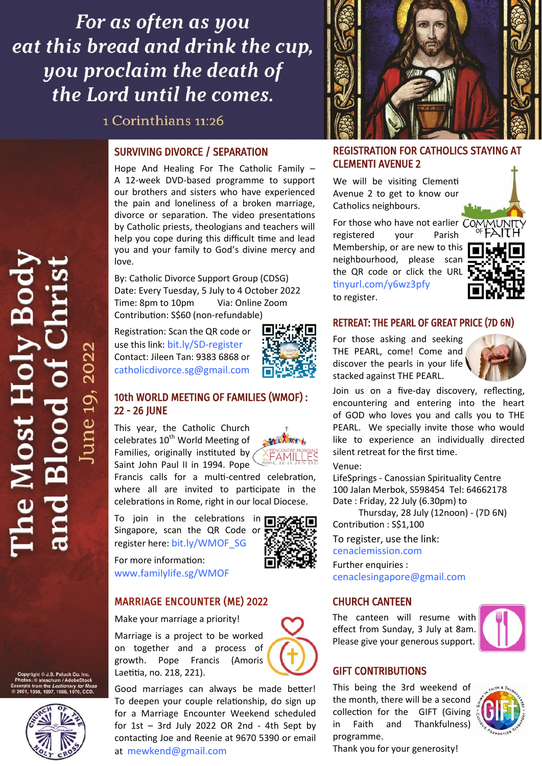*For as often as you eat this bread and drink the cup, you proclaim the death of the Lord until he comes.*

1 Corinthians 11:26

# The Most Holy Body and Blood of Christ

June 19, 2022

Copyright © J.S. Paluch Co. Inc.
Photos: © stesehum / AdobeStock
Excerpts from the *Lectionary for Mass* © 2001, 1998, 1997, 1986, 1970, CCD.

## SURVIVING DIVORCE / SEPARATION

Hope And Healing For The Catholic Family – A 12-week DVD-based programme to support our brothers and sisters who have experienced the pain and loneliness of a broken marriage, divorce or separation. The video presentations by Catholic priests, theologians and teachers will help you cope during this difficult time and lead you and your family to God's divine mercy and love.

By: Catholic Divorce Support Group (CDSG)
Date: Every Tuesday, 5 July to 4 October 2022
Time: 8pm to 10pm    Via: Online Zoom
Contribution: S$60 (non-refundable)

Registration: Scan the QR code or use this link: bit.ly/SD-register
Contact: Jileen Tan: 9383 6868 or catholicdivorce.sg@gmail.com

## 10th WORLD MEETING OF FAMILIES (WMOF) : 22 - 26 JUNE

This year, the Catholic Church celebrates 10th World Meeting of Families, originally instituted by Saint John Paul II in 1994. Pope Francis calls for a multi-centred celebration, where all are invited to participate in the celebrations in Rome, right in our local Diocese.

To join in the celebrations in Singapore, scan the QR Code or register here: bit.ly/WMOF_SG

For more information:
www.familylife.sg/WMOF

## MARRIAGE ENCOUNTER (ME) 2022

Make your marriage a priority!

Marriage is a project to be worked on together and a process of growth. Pope Francis (Amoris Laetitia, no. 218, 221).

Good marriages can always be made better! To deepen your couple relationship, do sign up for a Marriage Encounter Weekend scheduled for 1st – 3rd July 2022 OR 2nd - 4th Sept by contacting Joe and Reenie at 9670 5390 or email at mewkend@gmail.com

## REGISTRATION FOR CATHOLICS STAYING AT CLEMENTI AVENUE 2

We will be visiting Clementi Avenue 2 to get to know our Catholics neighbours.

For those who have not earlier registered your Parish Membership, or are new to this neighbourhood, please scan the QR code or click the URL tinyurl.com/y6wz3pfy to register.

## RETREAT: THE PEARL OF GREAT PRICE (7D 6N)

For those asking and seeking THE PEARL, come! Come and discover the pearls in your life stacked against THE PEARL.

Join us on a five-day discovery, reflecting, encountering and entering into the heart of GOD who loves you and calls you to THE PEARL. We specially invite those who would like to experience an individually directed silent retreat for the first time.

Venue:
LifeSprings - Canossian Spirituality Centre
100 Jalan Merbok, S598454 Tel: 64662178
Date : Friday, 22 July (6.30pm) to
Thursday, 28 July (12noon) - (7D 6N)
Contribution : S$1,100

To register, use the link:
cenaclemission.com

Further enquiries :
cenaclesingapore@gmail.com

## CHURCH CANTEEN

The canteen will resume with effect from Sunday, 3 July at 8am. Please give your generous support.

## GIFT CONTRIBUTIONS

This being the 3rd weekend of the month, there will be a second collection for the GIFT (Giving in Faith and Thankfulness) programme.
Thank you for your generosity!